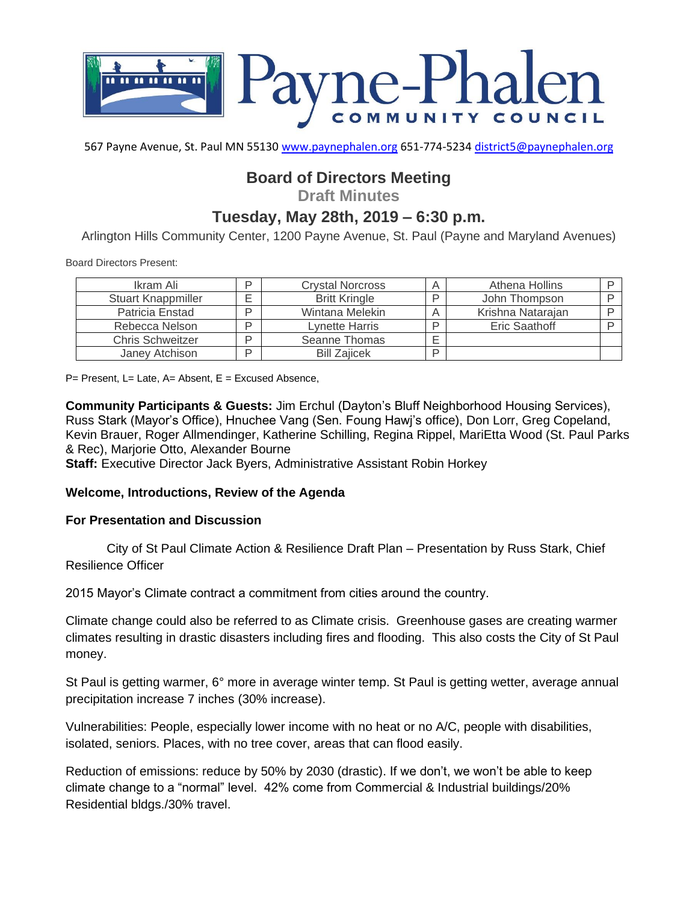# Payne-Phalen COMMUNITY COUNCIL

567 Payne Avenue, St. Paul MN 55130 www.paynephalen.org 651-774-5234 district5@paynephalen.org

## Board of Directors Meeting

### Draft Minutes

## Tuesday, May 28th, 2019 – 6:30 p.m.

Arlington Hills Community Center, 1200 Payne Avenue, St. Paul (Payne and Maryland Avenues)

Board Directors Present:

| | | | | | |
|---|---|---|---|---|---|
| Ikram Ali | P | Crystal Norcross | A | Athena Hollins | P |
| Stuart Knappmiller | E | Britt Kringle | P | John Thompson | P |
| Patricia Enstad | P | Wintana Melekin | A | Krishna Natarajan | P |
| Rebecca Nelson | P | Lynette Harris | P | Eric Saathoff | P |
| Chris Schweitzer | P | Seanne Thomas | E | | |
| Janey Atchison | P | Bill Zajicek | P | | |

P= Present, L= Late, A= Absent, E = Excused Absence,

**Community Participants & Guests:** Jim Erchul (Dayton's Bluff Neighborhood Housing Services), Russ Stark (Mayor's Office), Hnuchee Vang (Sen. Foung Hawj's office), Don Lorr, Greg Copeland, Kevin Brauer, Roger Allmendinger, Katherine Schilling, Regina Rippel, MariEtta Wood (St. Paul Parks & Rec), Marjorie Otto, Alexander Bourne
**Staff:** Executive Director Jack Byers, Administrative Assistant Robin Horkey

**Welcome, Introductions, Review of the Agenda**

**For Presentation and Discussion**

City of St Paul Climate Action & Resilience Draft Plan – Presentation by Russ Stark, Chief Resilience Officer

2015 Mayor's Climate contract a commitment from cities around the country.

Climate change could also be referred to as Climate crisis. Greenhouse gases are creating warmer climates resulting in drastic disasters including fires and flooding. This also costs the City of St Paul money.

St Paul is getting warmer, 6° more in average winter temp. St Paul is getting wetter, average annual precipitation increase 7 inches (30% increase).

Vulnerabilities: People, especially lower income with no heat or no A/C, people with disabilities, isolated, seniors. Places, with no tree cover, areas that can flood easily.

Reduction of emissions: reduce by 50% by 2030 (drastic). If we don't, we won't be able to keep climate change to a "normal" level. 42% come from Commercial & Industrial buildings/20% Residential bldgs./30% travel.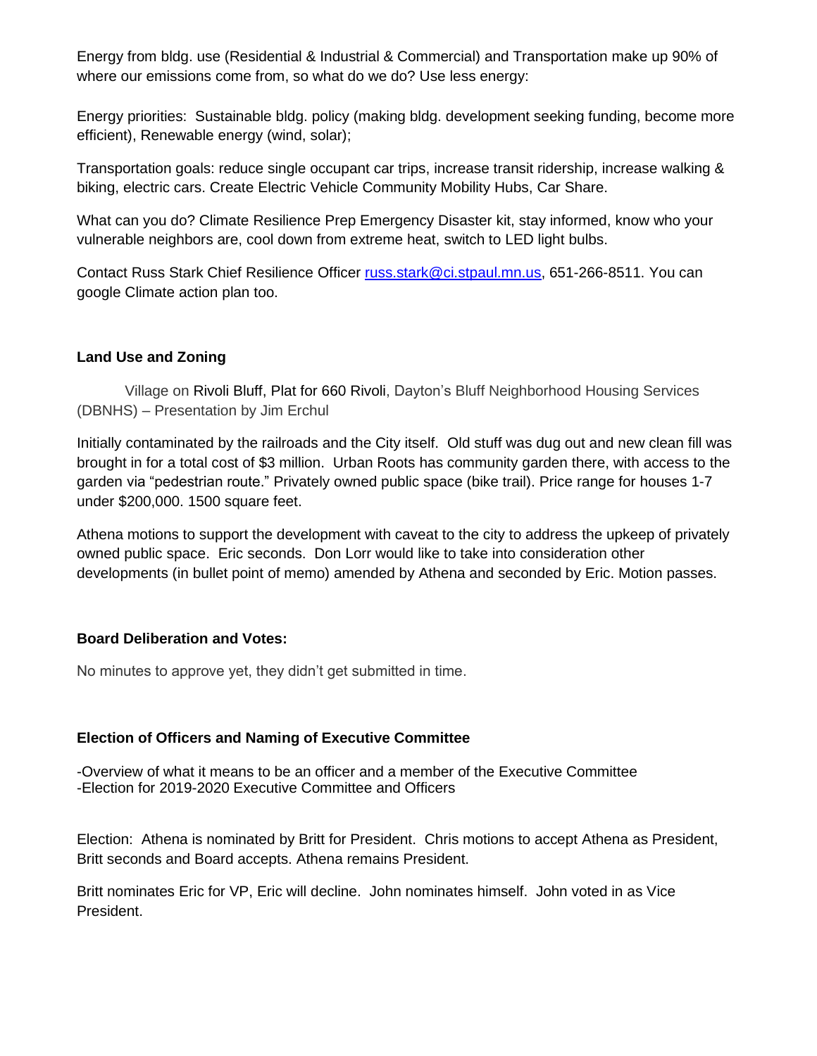Energy from bldg. use (Residential & Industrial & Commercial) and Transportation make up 90% of where our emissions come from, so what do we do? Use less energy:

Energy priorities: Sustainable bldg. policy (making bldg. development seeking funding, become more efficient), Renewable energy (wind, solar);

Transportation goals: reduce single occupant car trips, increase transit ridership, increase walking & biking, electric cars. Create Electric Vehicle Community Mobility Hubs, Car Share.

What can you do? Climate Resilience Prep Emergency Disaster kit, stay informed, know who your vulnerable neighbors are, cool down from extreme heat, switch to LED light bulbs.

Contact Russ Stark Chief Resilience Officer russ.stark@ci.stpaul.mn.us, 651-266-8511. You can google Climate action plan too.

**Land Use and Zoning**

Village on Rivoli Bluff, Plat for 660 Rivoli, Dayton's Bluff Neighborhood Housing Services (DBNHS) – Presentation by Jim Erchul

Initially contaminated by the railroads and the City itself. Old stuff was dug out and new clean fill was brought in for a total cost of $3 million. Urban Roots has community garden there, with access to the garden via "pedestrian route." Privately owned public space (bike trail). Price range for houses 1-7 under $200,000. 1500 square feet.

Athena motions to support the development with caveat to the city to address the upkeep of privately owned public space. Eric seconds. Don Lorr would like to take into consideration other developments (in bullet point of memo) amended by Athena and seconded by Eric. Motion passes.

**Board Deliberation and Votes:**

No minutes to approve yet, they didn't get submitted in time.

**Election of Officers and Naming of Executive Committee**

-Overview of what it means to be an officer and a member of the Executive Committee
-Election for 2019-2020 Executive Committee and Officers

Election: Athena is nominated by Britt for President. Chris motions to accept Athena as President, Britt seconds and Board accepts. Athena remains President.

Britt nominates Eric for VP, Eric will decline. John nominates himself. John voted in as Vice President.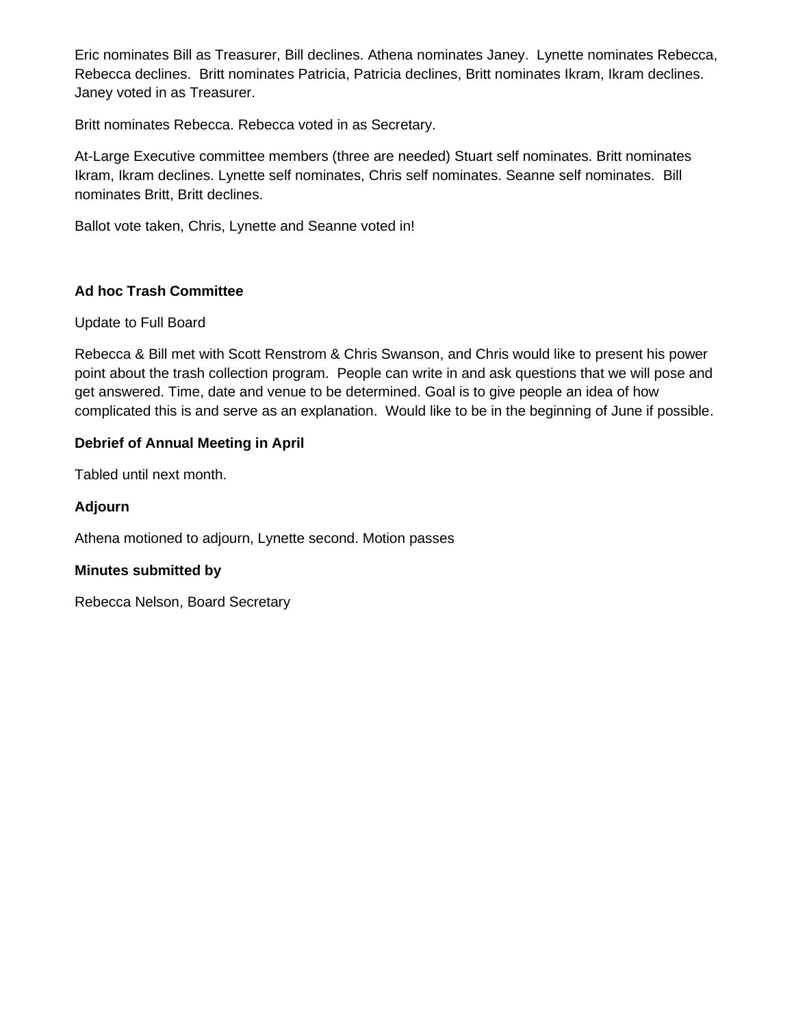Eric nominates Bill as Treasurer, Bill declines. Athena nominates Janey. Lynette nominates Rebecca, Rebecca declines. Britt nominates Patricia, Patricia declines, Britt nominates Ikram, Ikram declines. Janey voted in as Treasurer.

Britt nominates Rebecca. Rebecca voted in as Secretary.

At-Large Executive committee members (three are needed) Stuart self nominates. Britt nominates Ikram, Ikram declines. Lynette self nominates, Chris self nominates. Seanne self nominates. Bill nominates Britt, Britt declines.

Ballot vote taken, Chris, Lynette and Seanne voted in!

**Ad hoc Trash Committee**

Update to Full Board

Rebecca & Bill met with Scott Renstrom & Chris Swanson, and Chris would like to present his power point about the trash collection program. People can write in and ask questions that we will pose and get answered. Time, date and venue to be determined. Goal is to give people an idea of how complicated this is and serve as an explanation. Would like to be in the beginning of June if possible.

**Debrief of Annual Meeting in April**

Tabled until next month.

**Adjourn**

Athena motioned to adjourn, Lynette second. Motion passes

**Minutes submitted by**

Rebecca Nelson, Board Secretary